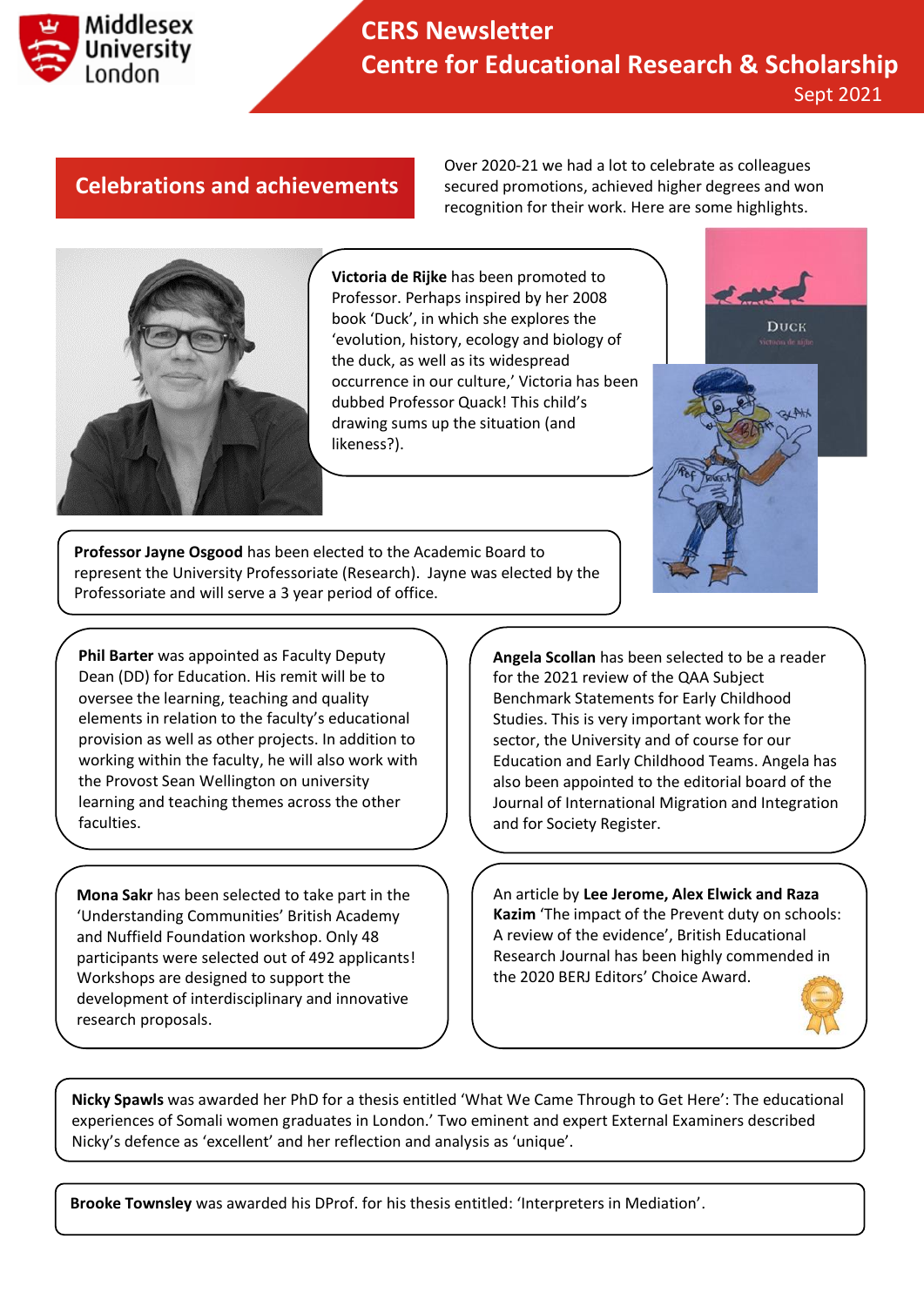# CERS Newsletter
# Centre for Educational Research & Scholarship

Sept 2021

## Celebrations and achievements

Over 2020-21 we had a lot to celebrate as colleagues secured promotions, achieved higher degrees and won recognition for their work. Here are some highlights.

**Victoria de Rijke** has been promoted to Professor. Perhaps inspired by her 2008 book 'Duck', in which she explores the 'evolution, history, ecology and biology of the duck, as well as its widespread occurrence in our culture,' Victoria has been dubbed Professor Quack! This child's drawing sums up the situation (and likeness?).

**Professor Jayne Osgood** has been elected to the Academic Board to represent the University Professoriate (Research). Jayne was elected by the Professoriate and will serve a 3 year period of office.

**Phil Barter** was appointed as Faculty Deputy Dean (DD) for Education. His remit will be to oversee the learning, teaching and quality elements in relation to the faculty's educational provision as well as other projects. In addition to working within the faculty, he will also work with the Provost Sean Wellington on university learning and teaching themes across the other faculties.

**Angela Scollan** has been selected to be a reader for the 2021 review of the QAA Subject Benchmark Statements for Early Childhood Studies. This is very important work for the sector, the University and of course for our Education and Early Childhood Teams. Angela has also been appointed to the editorial board of the Journal of International Migration and Integration and for Society Register.

**Mona Sakr** has been selected to take part in the 'Understanding Communities' British Academy and Nuffield Foundation workshop. Only 48 participants were selected out of 492 applicants! Workshops are designed to support the development of interdisciplinary and innovative research proposals.

An article by **Lee Jerome, Alex Elwick and Raza Kazim** 'The impact of the Prevent duty on schools: A review of the evidence', British Educational Research Journal has been highly commended in the 2020 BERJ Editors' Choice Award.

**Nicky Spawls** was awarded her PhD for a thesis entitled 'What We Came Through to Get Here': The educational experiences of Somali women graduates in London.' Two eminent and expert External Examiners described Nicky's defence as 'excellent' and her reflection and analysis as 'unique'.

**Brooke Townsley** was awarded his DProf. for his thesis entitled: 'Interpreters in Mediation'.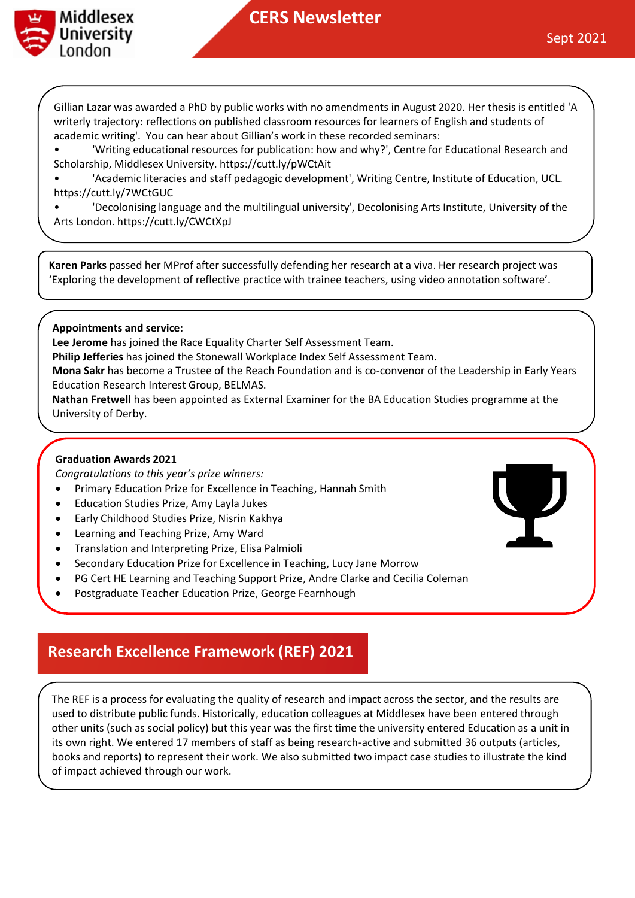Gillian Lazar was awarded a PhD by public works with no amendments in August 2020. Her thesis is entitled 'A writerly trajectory: reflections on published classroom resources for learners of English and students of academic writing'. You can hear about Gillian's work in these recorded seminars:

- 'Writing educational resources for publication: how and why?', Centre for Educational Research and Scholarship, Middlesex University. https://cutt.ly/pWCtAit
- 'Academic literacies and staff pedagogic development', Writing Centre, Institute of Education, UCL. https://cutt.ly/7WCtGUC
- 'Decolonising language and the multilingual university', Decolonising Arts Institute, University of the Arts London. https://cutt.ly/CWCtXpJ

**Karen Parks** passed her MProf after successfully defending her research at a viva. Her research project was 'Exploring the development of reflective practice with trainee teachers, using video annotation software'.

**Appointments and service:**

**Lee Jerome** has joined the Race Equality Charter Self Assessment Team.
**Philip Jefferies** has joined the Stonewall Workplace Index Self Assessment Team.
**Mona Sakr** has become a Trustee of the Reach Foundation and is co-convenor of the Leadership in Early Years Education Research Interest Group, BELMAS.
**Nathan Fretwell** has been appointed as External Examiner for the BA Education Studies programme at the University of Derby.

**Graduation Awards 2021**

*Congratulations to this year's prize winners:*

- Primary Education Prize for Excellence in Teaching, Hannah Smith
- Education Studies Prize, Amy Layla Jukes
- Early Childhood Studies Prize, Nisrin Kakhya
- Learning and Teaching Prize, Amy Ward
- Translation and Interpreting Prize, Elisa Palmioli
- Secondary Education Prize for Excellence in Teaching, Lucy Jane Morrow
- PG Cert HE Learning and Teaching Support Prize, Andre Clarke and Cecilia Coleman
- Postgraduate Teacher Education Prize, George Fearnhough

## Research Excellence Framework (REF) 2021

The REF is a process for evaluating the quality of research and impact across the sector, and the results are used to distribute public funds. Historically, education colleagues at Middlesex have been entered through other units (such as social policy) but this year was the first time the university entered Education as a unit in its own right. We entered 17 members of staff as being research-active and submitted 36 outputs (articles, books and reports) to represent their work. We also submitted two impact case studies to illustrate the kind of impact achieved through our work.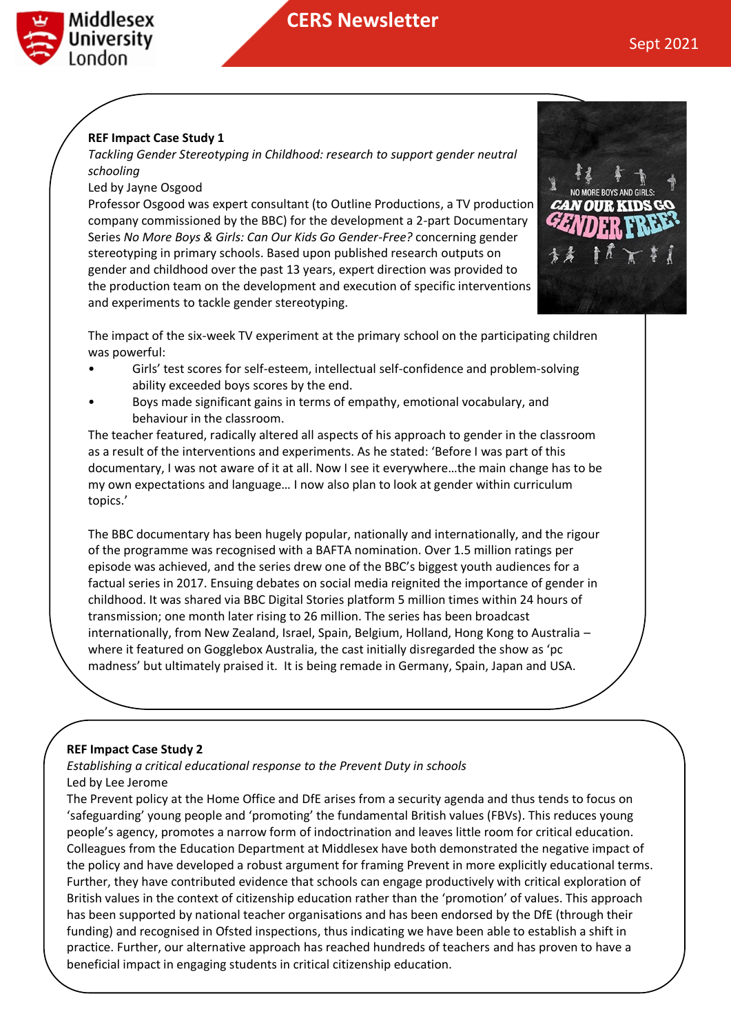**REF Impact Case Study 1**

*Tackling Gender Stereotyping in Childhood: research to support gender neutral schooling*

Led by Jayne Osgood

Professor Osgood was expert consultant (to Outline Productions, a TV production company commissioned by the BBC) for the development a 2-part Documentary Series *No More Boys & Girls: Can Our Kids Go Gender-Free?* concerning gender stereotyping in primary schools. Based upon published research outputs on gender and childhood over the past 13 years, expert direction was provided to the production team on the development and execution of specific interventions and experiments to tackle gender stereotyping.

The impact of the six-week TV experiment at the primary school on the participating children was powerful:

- Girls' test scores for self-esteem, intellectual self-confidence and problem-solving ability exceeded boys scores by the end.
- Boys made significant gains in terms of empathy, emotional vocabulary, and behaviour in the classroom.

The teacher featured, radically altered all aspects of his approach to gender in the classroom as a result of the interventions and experiments. As he stated: 'Before I was part of this documentary, I was not aware of it at all. Now I see it everywhere…the main change has to be my own expectations and language… I now also plan to look at gender within curriculum topics.'

The BBC documentary has been hugely popular, nationally and internationally, and the rigour of the programme was recognised with a BAFTA nomination. Over 1.5 million ratings per episode was achieved, and the series drew one of the BBC's biggest youth audiences for a factual series in 2017. Ensuing debates on social media reignited the importance of gender in childhood. It was shared via BBC Digital Stories platform 5 million times within 24 hours of transmission; one month later rising to 26 million. The series has been broadcast internationally, from New Zealand, Israel, Spain, Belgium, Holland, Hong Kong to Australia – where it featured on Gogglebox Australia, the cast initially disregarded the show as 'pc madness' but ultimately praised it. It is being remade in Germany, Spain, Japan and USA.

**REF Impact Case Study 2**

*Establishing a critical educational response to the Prevent Duty in schools*

Led by Lee Jerome

The Prevent policy at the Home Office and DfE arises from a security agenda and thus tends to focus on 'safeguarding' young people and 'promoting' the fundamental British values (FBVs). This reduces young people's agency, promotes a narrow form of indoctrination and leaves little room for critical education. Colleagues from the Education Department at Middlesex have both demonstrated the negative impact of the policy and have developed a robust argument for framing Prevent in more explicitly educational terms. Further, they have contributed evidence that schools can engage productively with critical exploration of British values in the context of citizenship education rather than the 'promotion' of values. This approach has been supported by national teacher organisations and has been endorsed by the DfE (through their funding) and recognised in Ofsted inspections, thus indicating we have been able to establish a shift in practice. Further, our alternative approach has reached hundreds of teachers and has proven to have a beneficial impact in engaging students in critical citizenship education.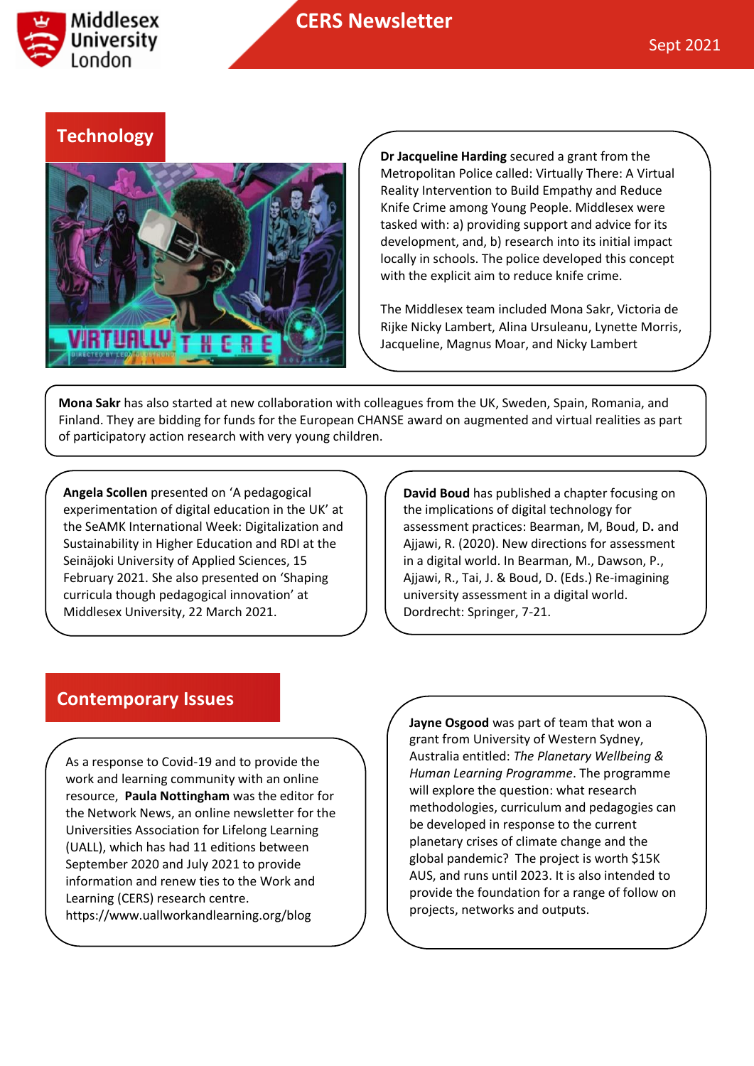## Technology

**Dr Jacqueline Harding** secured a grant from the Metropolitan Police called: Virtually There: A Virtual Reality Intervention to Build Empathy and Reduce Knife Crime among Young People. Middlesex were tasked with: a) providing support and advice for its development, and, b) research into its initial impact locally in schools. The police developed this concept with the explicit aim to reduce knife crime.

The Middlesex team included Mona Sakr, Victoria de Rijke Nicky Lambert, Alina Ursuleanu, Lynette Morris, Jacqueline, Magnus Moar, and Nicky Lambert

**Mona Sakr** has also started at new collaboration with colleagues from the UK, Sweden, Spain, Romania, and Finland. They are bidding for funds for the European CHANSE award on augmented and virtual realities as part of participatory action research with very young children.

**Angela Scollen** presented on 'A pedagogical experimentation of digital education in the UK' at the SeAMK International Week: Digitalization and Sustainability in Higher Education and RDI at the Seinäjoki University of Applied Sciences, 15 February 2021. She also presented on 'Shaping curricula though pedagogical innovation' at Middlesex University, 22 March 2021.

**David Boud** has published a chapter focusing on the implications of digital technology for assessment practices: Bearman, M, Boud, D. and Ajjawi, R. (2020). New directions for assessment in a digital world. In Bearman, M., Dawson, P., Ajjawi, R., Tai, J. & Boud, D. (Eds.) Re-imagining university assessment in a digital world. Dordrecht: Springer, 7-21.

## Contemporary Issues

As a response to Covid-19 and to provide the work and learning community with an online resource, **Paula Nottingham** was the editor for the Network News, an online newsletter for the Universities Association for Lifelong Learning (UALL), which has had 11 editions between September 2020 and July 2021 to provide information and renew ties to the Work and Learning (CERS) research centre. https://www.uallworkandlearning.org/blog

**Jayne Osgood** was part of team that won a grant from University of Western Sydney, Australia entitled: *The Planetary Wellbeing & Human Learning Programme*. The programme will explore the question: what research methodologies, curriculum and pedagogies can be developed in response to the current planetary crises of climate change and the global pandemic? The project is worth $15K AUS, and runs until 2023. It is also intended to provide the foundation for a range of follow on projects, networks and outputs.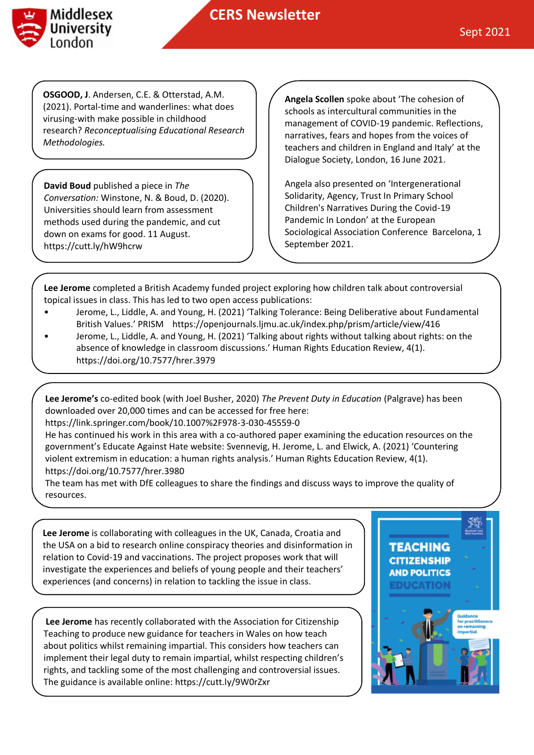**OSGOOD, J**. Andersen, C.E. & Otterstad, A.M. (2021). Portal-time and wanderlines: what does virusing-with make possible in childhood research? *Reconceptualising Educational Research Methodologies.*

**David Boud** published a piece in *The Conversation:* Winstone, N. & Boud, D. (2020). Universities should learn from assessment methods used during the pandemic, and cut down on exams for good. 11 August. https://cutt.ly/hW9hcrw

**Angela Scollen** spoke about 'The cohesion of schools as intercultural communities in the management of COVID-19 pandemic. Reflections, narratives, fears and hopes from the voices of teachers and children in England and Italy' at the Dialogue Society, London, 16 June 2021.

Angela also presented on 'Intergenerational Solidarity, Agency, Trust In Primary School Children's Narratives During the Covid-19 Pandemic In London' at the European Sociological Association Conference Barcelona, 1 September 2021.

**Lee Jerome** completed a British Academy funded project exploring how children talk about controversial topical issues in class. This has led to two open access publications:

- Jerome, L., Liddle, A. and Young, H. (2021) 'Talking Tolerance: Being Deliberative about Fundamental British Values.' PRISM https://openjournals.ljmu.ac.uk/index.php/prism/article/view/416
- Jerome, L., Liddle, A. and Young, H. (2021) 'Talking about rights without talking about rights: on the absence of knowledge in classroom discussions.' Human Rights Education Review, 4(1). https://doi.org/10.7577/hrer.3979

**Lee Jerome's** co-edited book (with Joel Busher, 2020) *The Prevent Duty in Education* (Palgrave) has been downloaded over 20,000 times and can be accessed for free here: https://link.springer.com/book/10.1007%2F978-3-030-45559-0
He has continued his work in this area with a co-authored paper examining the education resources on the government's Educate Against Hate website: Svennevig, H. Jerome, L. and Elwick, A. (2021) 'Countering violent extremism in education: a human rights analysis.' Human Rights Education Review, 4(1). https://doi.org/10.7577/hrer.3980
The team has met with DfE colleagues to share the findings and discuss ways to improve the quality of resources.

**Lee Jerome** is collaborating with colleagues in the UK, Canada, Croatia and the USA on a bid to research online conspiracy theories and disinformation in relation to Covid-19 and vaccinations. The project proposes work that will investigate the experiences and beliefs of young people and their teachers' experiences (and concerns) in relation to tackling the issue in class.

**Lee Jerome** has recently collaborated with the Association for Citizenship Teaching to produce new guidance for teachers in Wales on how teach about politics whilst remaining impartial. This considers how teachers can implement their legal duty to remain impartial, whilst respecting children's rights, and tackling some of the most challenging and controversial issues. The guidance is available online: https://cutt.ly/9W0rZxr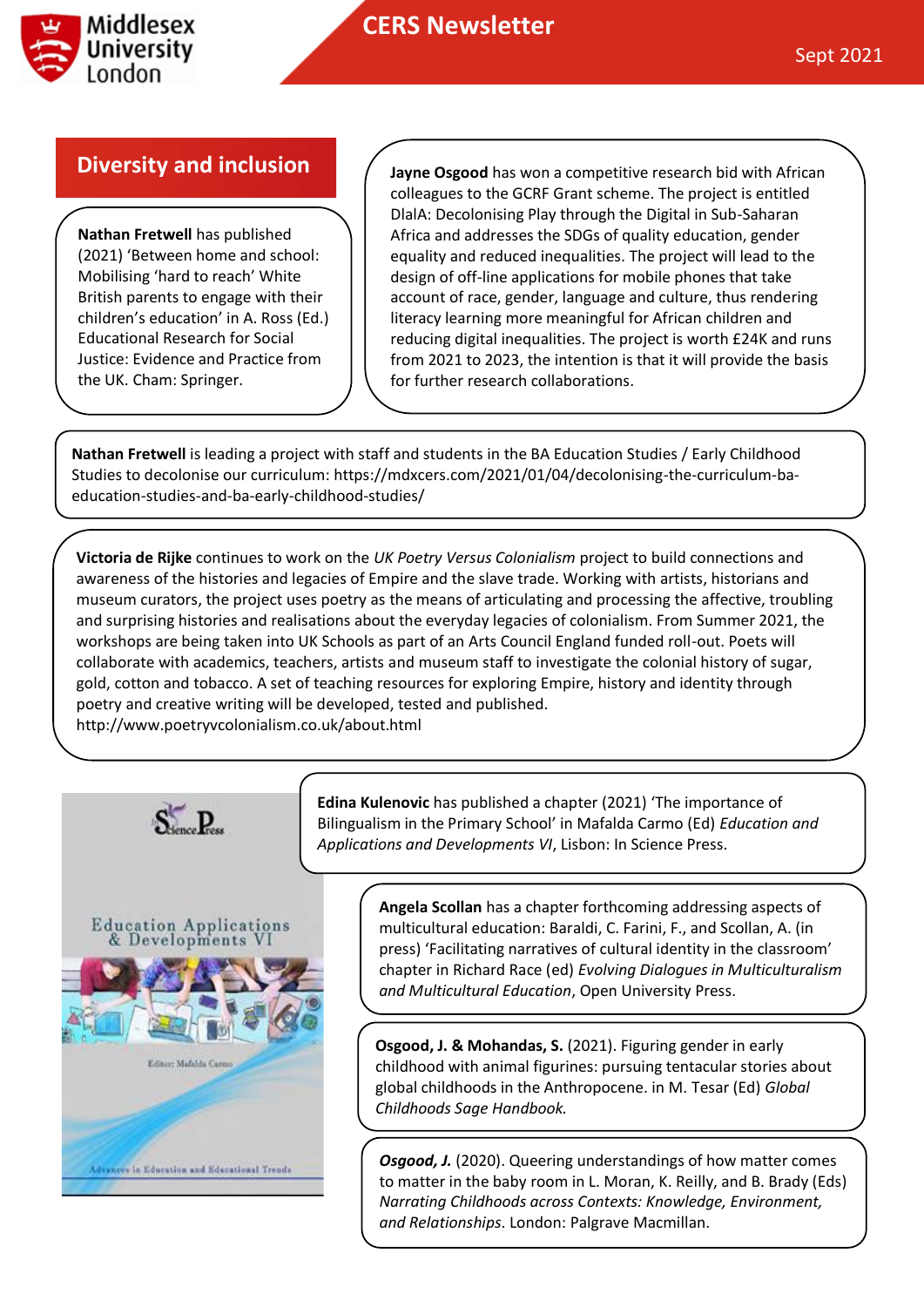## Diversity and inclusion

**Nathan Fretwell** has published (2021) 'Between home and school: Mobilising 'hard to reach' White British parents to engage with their children's education' in A. Ross (Ed.) Educational Research for Social Justice: Evidence and Practice from the UK. Cham: Springer.

**Jayne Osgood** has won a competitive research bid with African colleagues to the GCRF Grant scheme. The project is entitled DlalA: Decolonising Play through the Digital in Sub-Saharan Africa and addresses the SDGs of quality education, gender equality and reduced inequalities. The project will lead to the design of off-line applications for mobile phones that take account of race, gender, language and culture, thus rendering literacy learning more meaningful for African children and reducing digital inequalities. The project is worth £24K and runs from 2021 to 2023, the intention is that it will provide the basis for further research collaborations.

**Nathan Fretwell** is leading a project with staff and students in the BA Education Studies / Early Childhood Studies to decolonise our curriculum: https://mdxcers.com/2021/01/04/decolonising-the-curriculum-ba-education-studies-and-ba-early-childhood-studies/

**Victoria de Rijke** continues to work on the *UK Poetry Versus Colonialism* project to build connections and awareness of the histories and legacies of Empire and the slave trade. Working with artists, historians and museum curators, the project uses poetry as the means of articulating and processing the affective, troubling and surprising histories and realisations about the everyday legacies of colonialism. From Summer 2021, the workshops are being taken into UK Schools as part of an Arts Council England funded roll-out. Poets will collaborate with academics, teachers, artists and museum staff to investigate the colonial history of sugar, gold, cotton and tobacco. A set of teaching resources for exploring Empire, history and identity through poetry and creative writing will be developed, tested and published.
http://www.poetryvcolonialism.co.uk/about.html

**Edina Kulenovic** has published a chapter (2021) 'The importance of Bilingualism in the Primary School' in Mafalda Carmo (Ed) *Education and Applications and Developments VI*, Lisbon: In Science Press.

**Angela Scollan** has a chapter forthcoming addressing aspects of multicultural education: Baraldi, C. Farini, F., and Scollan, A. (in press) 'Facilitating narratives of cultural identity in the classroom' chapter in Richard Race (ed) *Evolving Dialogues in Multiculturalism and Multicultural Education*, Open University Press.

**Osgood, J. & Mohandas, S.** (2021). Figuring gender in early childhood with animal figurines: pursuing tentacular stories about global childhoods in the Anthropocene. in M. Tesar (Ed) *Global Childhoods Sage Handbook.*

***Osgood, J.*** (2020). Queering understandings of how matter comes to matter in the baby room in L. Moran, K. Reilly, and B. Brady (Eds) *Narrating Childhoods across Contexts: Knowledge, Environment, and Relationships*. London: Palgrave Macmillan.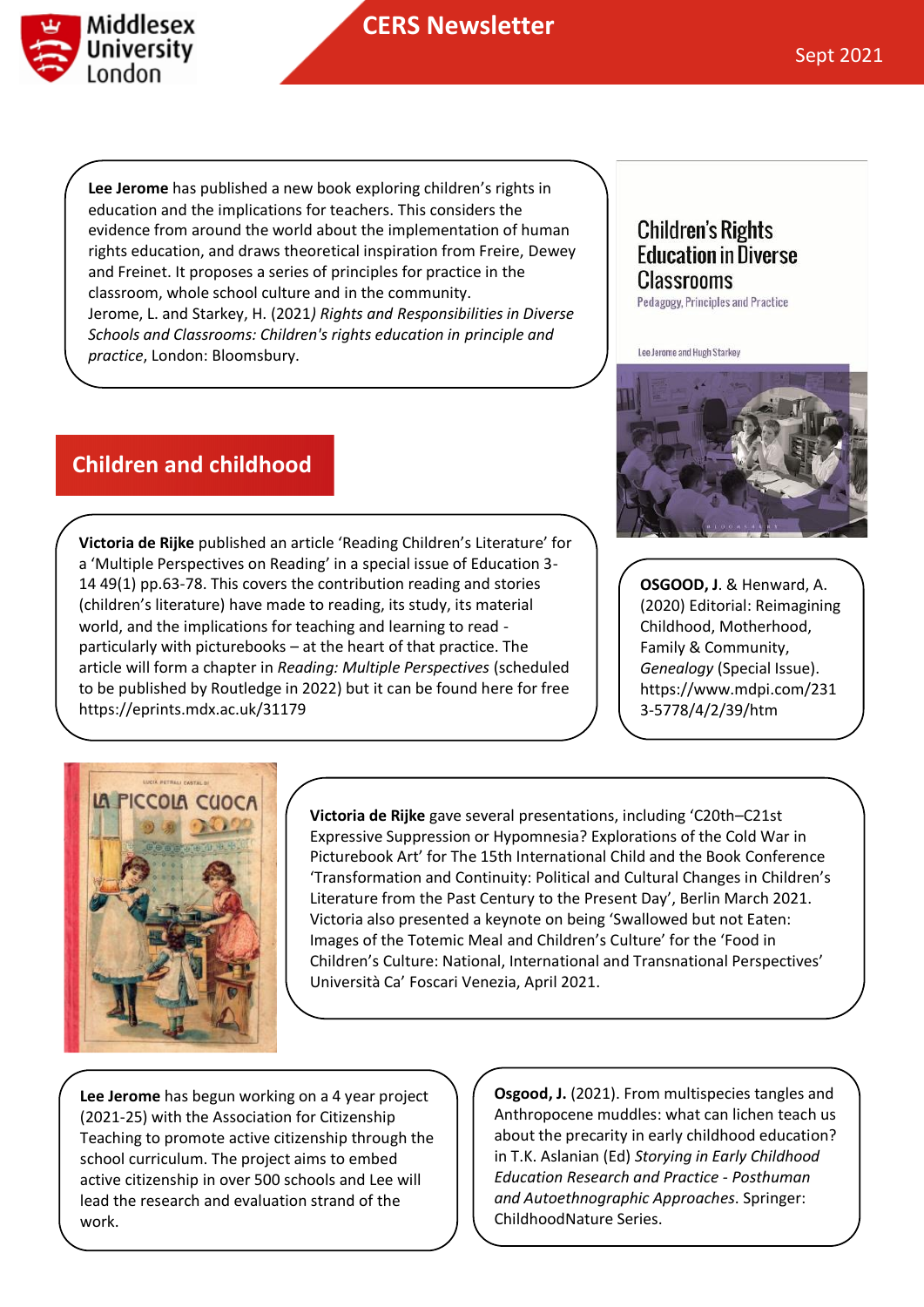**Lee Jerome** has published a new book exploring children's rights in education and the implications for teachers. This considers the evidence from around the world about the implementation of human rights education, and draws theoretical inspiration from Freire, Dewey and Freinet. It proposes a series of principles for practice in the classroom, whole school culture and in the community.
Jerome, L. and Starkey, H. (2021*) Rights and Responsibilities in Diverse Schools and Classrooms: Children's rights education in principle and practice*, London: Bloomsbury.

Children's Rights Education in Diverse Classrooms
Pedagogy, Principles and Practice
Lee Jerome and Hugh Starkey

## Children and childhood

**Victoria de Rijke** published an article 'Reading Children's Literature' for a 'Multiple Perspectives on Reading' in a special issue of Education 3-14 49(1) pp.63-78. This covers the contribution reading and stories (children's literature) have made to reading, its study, its material world, and the implications for teaching and learning to read - particularly with picturebooks – at the heart of that practice. The article will form a chapter in *Reading: Multiple Perspectives* (scheduled to be published by Routledge in 2022) but it can be found here for free https://eprints.mdx.ac.uk/31179

**OSGOOD, J**. & Henward, A. (2020) Editorial: Reimagining Childhood, Motherhood, Family & Community, *Genealogy* (Special Issue). https://www.mdpi.com/2313-5778/4/2/39/htm

**Victoria de Rijke** gave several presentations, including 'C20th–C21st Expressive Suppression or Hypomnesia? Explorations of the Cold War in Picturebook Art' for The 15th International Child and the Book Conference 'Transformation and Continuity: Political and Cultural Changes in Children's Literature from the Past Century to the Present Day', Berlin March 2021. Victoria also presented a keynote on being 'Swallowed but not Eaten: Images of the Totemic Meal and Children's Culture' for the 'Food in Children's Culture: National, International and Transnational Perspectives' Università Ca' Foscari Venezia, April 2021.

**Lee Jerome** has begun working on a 4 year project (2021-25) with the Association for Citizenship Teaching to promote active citizenship through the school curriculum. The project aims to embed active citizenship in over 500 schools and Lee will lead the research and evaluation strand of the work.

**Osgood, J.** (2021). From multispecies tangles and Anthropocene muddles: what can lichen teach us about the precarity in early childhood education? in T.K. Aslanian (Ed) *Storying in Early Childhood Education Research and Practice - Posthuman and Autoethnographic Approaches*. Springer: ChildhoodNature Series.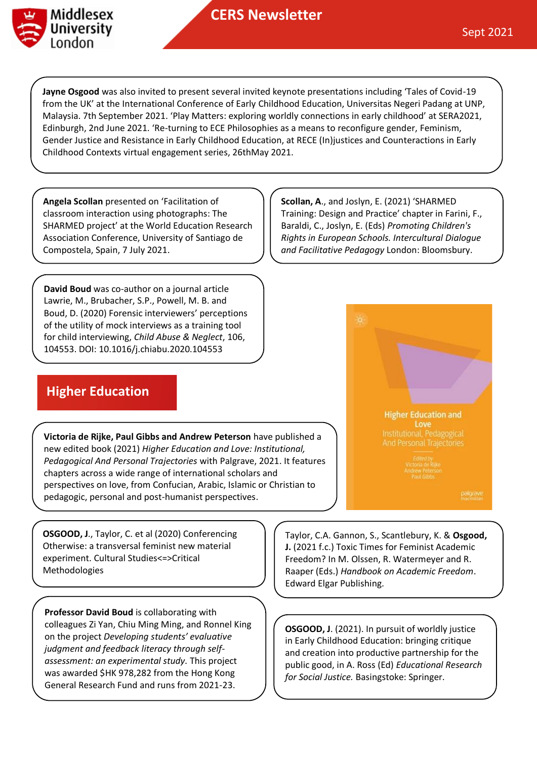**Jayne Osgood** was also invited to present several invited keynote presentations including 'Tales of Covid-19 from the UK' at the International Conference of Early Childhood Education, Universitas Negeri Padang at UNP, Malaysia. 7th September 2021. 'Play Matters: exploring worldly connections in early childhood' at SERA2021, Edinburgh, 2nd June 2021. 'Re-turning to ECE Philosophies as a means to reconfigure gender, Feminism, Gender Justice and Resistance in Early Childhood Education, at RECE (In)justices and Counteractions in Early Childhood Contexts virtual engagement series, 26thMay 2021.

**Angela Scollan** presented on 'Facilitation of classroom interaction using photographs: The SHARMED project' at the World Education Research Association Conference, University of Santiago de Compostela, Spain, 7 July 2021.

**Scollan, A.**, and Joslyn, E. (2021) 'SHARMED Training: Design and Practice' chapter in Farini, F., Baraldi, C., Joslyn, E. (Eds) *Promoting Children's Rights in European Schools. Intercultural Dialogue and Facilitative Pedagogy* London: Bloomsbury.

**David Boud** was co-author on a journal article Lawrie, M., Brubacher, S.P., Powell, M. B. and Boud, D. (2020) Forensic interviewers' perceptions of the utility of mock interviews as a training tool for child interviewing, *Child Abuse & Neglect*, 106, 104553. DOI: 10.1016/j.chiabu.2020.104553

## Higher Education

**Victoria de Rijke, Paul Gibbs and Andrew Peterson** have published a new edited book (2021) *Higher Education and Love: Institutional, Pedagogical And Personal Trajectories* with Palgrave, 2021. It features chapters across a wide range of international scholars and perspectives on love, from Confucian, Arabic, Islamic or Christian to pedagogic, personal and post-humanist perspectives.

**OSGOOD, J.**, Taylor, C. et al (2020) Conferencing Otherwise: a transversal feminist new material experiment. Cultural Studies<=>Critical Methodologies

Taylor, C.A. Gannon, S., Scantlebury, K. & **Osgood, J.** (2021 f.c.) Toxic Times for Feminist Academic Freedom? In M. Olssen, R. Watermeyer and R. Raaper (Eds.) *Handbook on Academic Freedom*. Edward Elgar Publishing.

**Professor David Boud** is collaborating with colleagues Zi Yan, Chiu Ming Ming, and Ronnel King on the project *Developing students' evaluative judgment and feedback literacy through self-assessment: an experimental study.* This project was awarded $HK 978,282 from the Hong Kong General Research Fund and runs from 2021-23.

**OSGOOD, J**. (2021). In pursuit of worldly justice in Early Childhood Education: bringing critique and creation into productive partnership for the public good, in A. Ross (Ed) *Educational Research for Social Justice.* Basingstoke: Springer.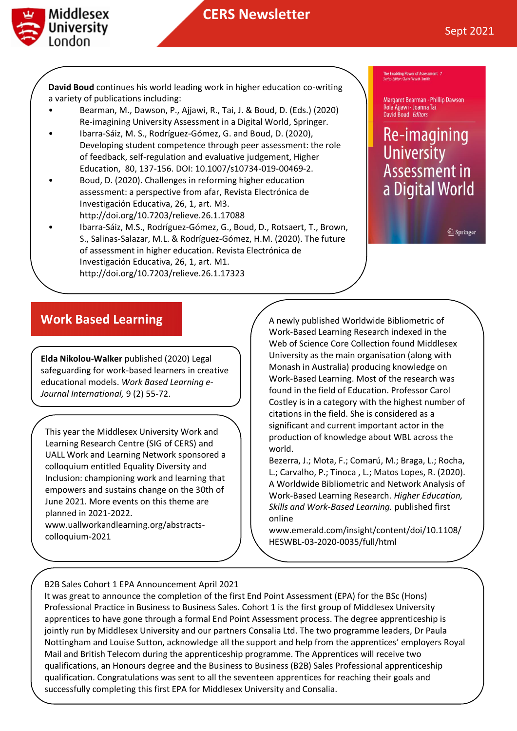**David Boud** continues his world leading work in higher education co-writing a variety of publications including:

- Bearman, M., Dawson, P., Ajjawi, R., Tai, J. & Boud, D. (Eds.) (2020) Re-imagining University Assessment in a Digital World, Springer.
- Ibarra-Sáiz, M. S., Rodríguez-Gómez, G. and Boud, D. (2020), Developing student competence through peer assessment: the role of feedback, self-regulation and evaluative judgement, Higher Education, 80, 137-156. DOI: 10.1007/s10734-019-00469-2.
- Boud, D. (2020). Challenges in reforming higher education assessment: a perspective from afar, Revista Electrónica de Investigación Educativa, 26, 1, art. M3. http://doi.org/10.7203/relieve.26.1.17088
- Ibarra-Sáiz, M.S., Rodríguez-Gómez, G., Boud, D., Rotsaert, T., Brown, S., Salinas-Salazar, M.L. & Rodríguez-Gómez, H.M. (2020). The future of assessment in higher education. Revista Electrónica de Investigación Educativa, 26, 1, art. M1. http://doi.org/10.7203/relieve.26.1.17323

## Work Based Learning

**Elda Nikolou-Walker** published (2020) Legal safeguarding for work-based learners in creative educational models. *Work Based Learning e-Journal International,* 9 (2) 55-72.

This year the Middlesex University Work and Learning Research Centre (SIG of CERS) and UALL Work and Learning Network sponsored a colloquium entitled Equality Diversity and Inclusion: championing work and learning that empowers and sustains change on the 30th of June 2021. More events on this theme are planned in 2021-2022. www.uallworkandlearning.org/abstracts-colloquium-2021

A newly published Worldwide Bibliometric of Work-Based Learning Research indexed in the Web of Science Core Collection found Middlesex University as the main organisation (along with Monash in Australia) producing knowledge on Work-Based Learning. Most of the research was found in the field of Education. Professor Carol Costley is in a category with the highest number of citations in the field. She is considered as a significant and current important actor in the production of knowledge about WBL across the world.

Bezerra, J.; Mota, F.; Comarú, M.; Braga, L.; Rocha, L.; Carvalho, P.; Tinoca , L.; Matos Lopes, R. (2020). A Worldwide Bibliometric and Network Analysis of Work-Based Learning Research. *Higher Education, Skills and Work-Based Learning.* published first online www.emerald.com/insight/content/doi/10.1108/HESWBL-03-2020-0035/full/html

B2B Sales Cohort 1 EPA Announcement April 2021

It was great to announce the completion of the first End Point Assessment (EPA) for the BSc (Hons) Professional Practice in Business to Business Sales. Cohort 1 is the first group of Middlesex University apprentices to have gone through a formal End Point Assessment process. The degree apprenticeship is jointly run by Middlesex University and our partners Consalia Ltd. The two programme leaders, Dr Paula Nottingham and Louise Sutton, acknowledge all the support and help from the apprentices' employers Royal Mail and British Telecom during the apprenticeship programme. The Apprentices will receive two qualifications, an Honours degree and the Business to Business (B2B) Sales Professional apprenticeship qualification. Congratulations was sent to all the seventeen apprentices for reaching their goals and successfully completing this first EPA for Middlesex University and Consalia.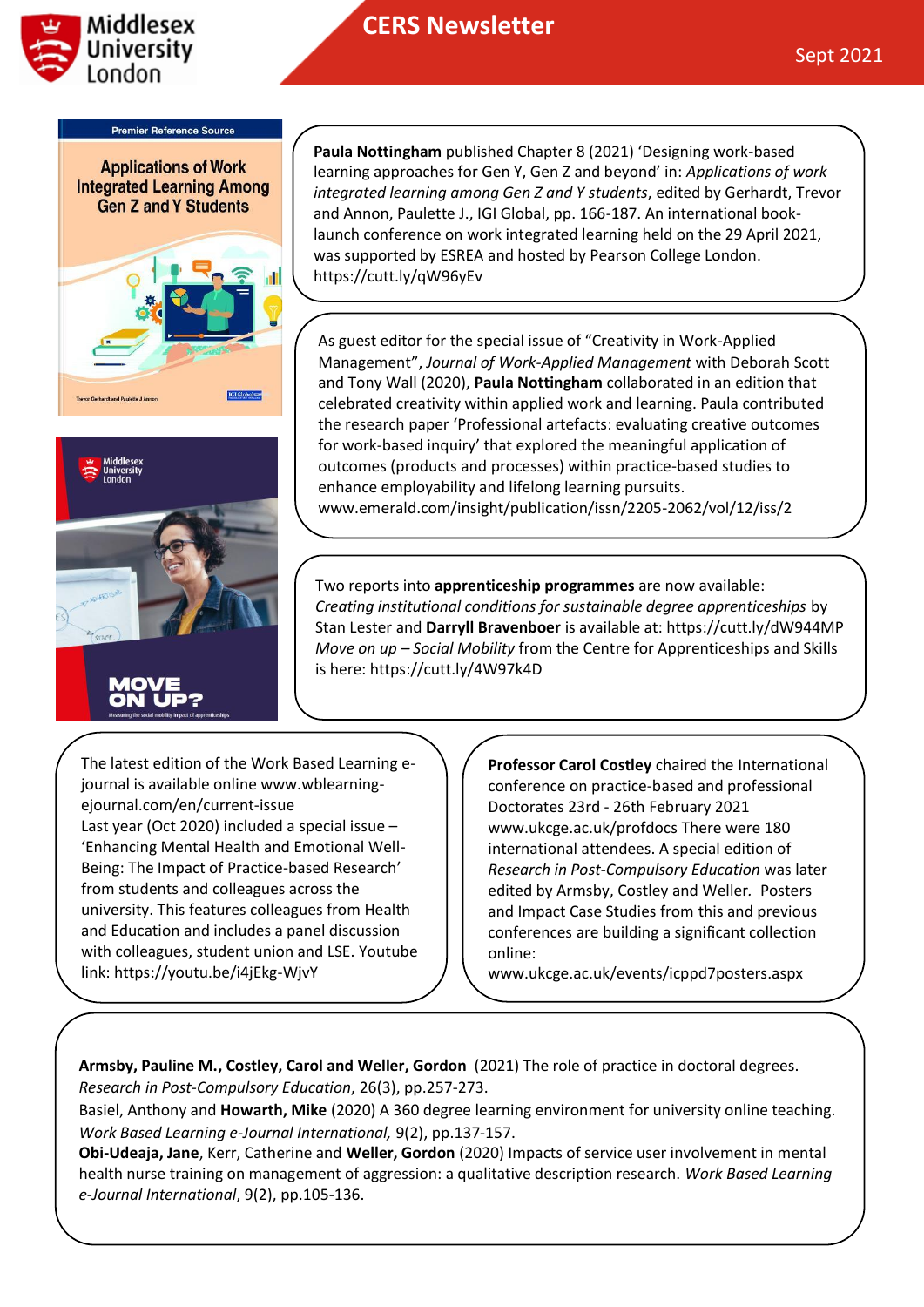Paula Nottingham published Chapter 8 (2021) 'Designing work-based learning approaches for Gen Y, Gen Z and beyond' in: *Applications of work integrated learning among Gen Z and Y students*, edited by Gerhardt, Trevor and Annon, Paulette J., IGI Global, pp. 166-187. An international book-launch conference on work integrated learning held on the 29 April 2021, was supported by ESREA and hosted by Pearson College London. https://cutt.ly/qW96yEv

As guest editor for the special issue of "Creativity in Work-Applied Management", *Journal of Work-Applied Management* with Deborah Scott and Tony Wall (2020), **Paula Nottingham** collaborated in an edition that celebrated creativity within applied work and learning. Paula contributed the research paper 'Professional artefacts: evaluating creative outcomes for work-based inquiry' that explored the meaningful application of outcomes (products and processes) within practice-based studies to enhance employability and lifelong learning pursuits. www.emerald.com/insight/publication/issn/2205-2062/vol/12/iss/2

Two reports into **apprenticeship programmes** are now available: *Creating institutional conditions for sustainable degree apprenticeships* by Stan Lester and **Darryll Bravenboer** is available at: https://cutt.ly/dW944MP *Move on up – Social Mobility* from the Centre for Apprenticeships and Skills is here: https://cutt.ly/4W97k4D

The latest edition of the Work Based Learning e-journal is available online www.wblearning-ejournal.com/en/current-issue
Last year (Oct 2020) included a special issue – 'Enhancing Mental Health and Emotional Well-Being: The Impact of Practice-based Research' from students and colleagues across the university. This features colleagues from Health and Education and includes a panel discussion with colleagues, student union and LSE. Youtube link: https://youtu.be/i4jEkg-WjvY

**Professor Carol Costley** chaired the International conference on practice-based and professional Doctorates 23rd - 26th February 2021 www.ukcge.ac.uk/profdocs There were 180 international attendees. A special edition of *Research in Post-Compulsory Education* was later edited by Armsby, Costley and Weller. Posters and Impact Case Studies from this and previous conferences are building a significant collection online: www.ukcge.ac.uk/events/icppd7posters.aspx

**Armsby, Pauline M., Costley, Carol and Weller, Gordon** (2021) The role of practice in doctoral degrees. *Research in Post-Compulsory Education*, 26(3), pp.257-273.

Basiel, Anthony and **Howarth, Mike** (2020) A 360 degree learning environment for university online teaching. *Work Based Learning e-Journal International,* 9(2), pp.137-157.

**Obi-Udeaja, Jane**, Kerr, Catherine and **Weller, Gordon** (2020) Impacts of service user involvement in mental health nurse training on management of aggression: a qualitative description research. *Work Based Learning e-Journal International*, 9(2), pp.105-136.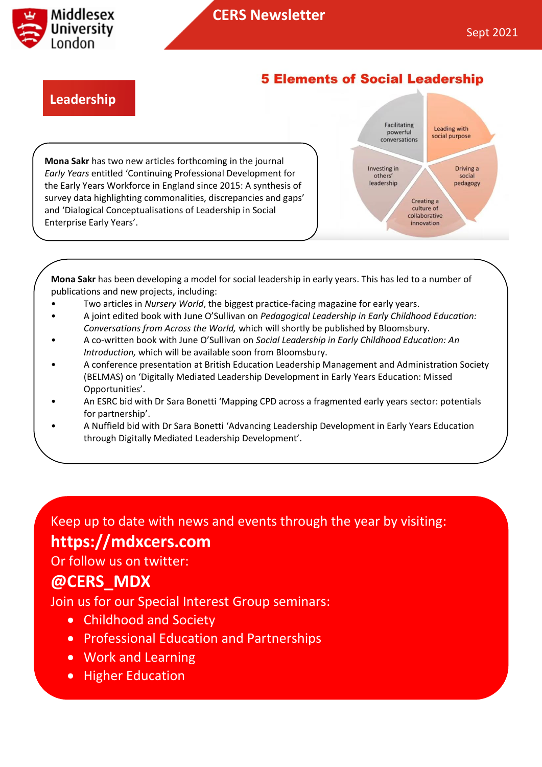CERS Newsletter

Sept 2021

## Leadership

**5 Elements of Social Leadership**

Facilitating powerful conversations

Leading with social purpose

Investing in others' leadership

Driving a social pedagogy

Creating a culture of collaborative innovation

**Mona Sakr** has two new articles forthcoming in the journal *Early Years* entitled 'Continuing Professional Development for the Early Years Workforce in England since 2015: A synthesis of survey data highlighting commonalities, discrepancies and gaps' and 'Dialogical Conceptualisations of Leadership in Social Enterprise Early Years'.

**Mona Sakr** has been developing a model for social leadership in early years. This has led to a number of publications and new projects, including:

- Two articles in *Nursery World*, the biggest practice-facing magazine for early years.
- A joint edited book with June O'Sullivan on *Pedagogical Leadership in Early Childhood Education: Conversations from Across the World,* which will shortly be published by Bloomsbury.
- A co-written book with June O'Sullivan on *Social Leadership in Early Childhood Education: An Introduction,* which will be available soon from Bloomsbury.
- A conference presentation at British Education Leadership Management and Administration Society (BELMAS) on 'Digitally Mediated Leadership Development in Early Years Education: Missed Opportunities'.
- An ESRC bid with Dr Sara Bonetti 'Mapping CPD across a fragmented early years sector: potentials for partnership'.
- A Nuffield bid with Dr Sara Bonetti 'Advancing Leadership Development in Early Years Education through Digitally Mediated Leadership Development'.

Keep up to date with news and events through the year by visiting:

**https://mdxcers.com**

Or follow us on twitter:

**@CERS_MDX**

Join us for our Special Interest Group seminars:

- Childhood and Society
- Professional Education and Partnerships
- Work and Learning
- Higher Education